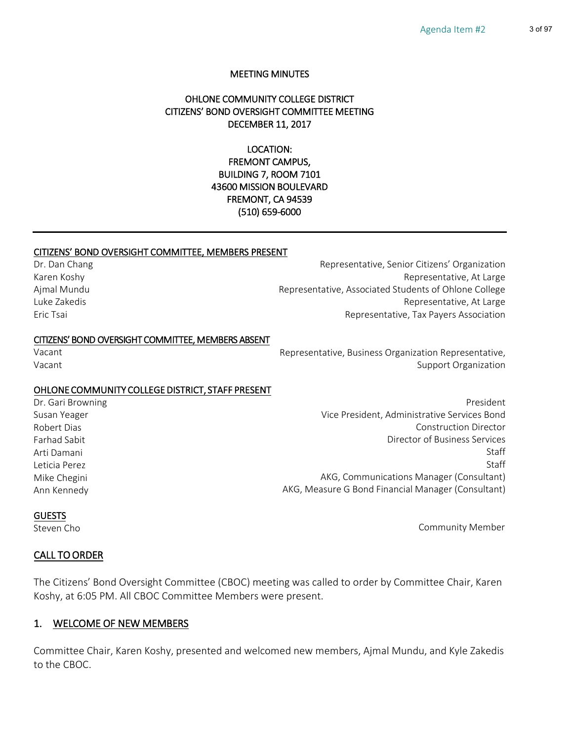MEETING MINUTES

# OHLONE COMMUNITY COLLEGE DISTRICT
# CITIZENS' BOND OVERSIGHT COMMITTEE MEETING
# DECEMBER 11, 2017

LOCATION:
FREMONT CAMPUS,
BUILDING 7, ROOM 7101
43600 MISSION BOULEVARD
FREMONT, CA 94539
(510) 659-6000

---

## CITIZENS' BOND OVERSIGHT COMMITTEE, MEMBERS PRESENT

| | |
|---|---|
| Dr. Dan Chang | Representative, Senior Citizens' Organization |
| Karen Koshy | Representative, At Large |
| Ajmal Mundu | Representative, Associated Students of Ohlone College |
| Luke Zakedis | Representative, At Large |
| Eric Tsai | Representative, Tax Payers Association |

## CITIZENS' BOND OVERSIGHT COMMITTEE, MEMBERS ABSENT

| | |
|---|---|
| Vacant | Representative, Business Organization Representative, |
| Vacant | Support Organization |

## OHLONE COMMUNITY COLLEGE DISTRICT, STAFF PRESENT

| | |
|---|---|
| Dr. Gari Browning | President |
| Susan Yeager | Vice President, Administrative Services Bond |
| Robert Dias | Construction Director |
| Farhad Sabit | Director of Business Services |
| Arti Damani | Staff |
| Leticia Perez | Staff |
| Mike Chegini | AKG, Communications Manager (Consultant) |
| Ann Kennedy | AKG, Measure G Bond Financial Manager (Consultant) |

## GUESTS

| | |
|---|---|
| Steven Cho | Community Member |

## CALL TO ORDER

The Citizens' Bond Oversight Committee (CBOC) meeting was called to order by Committee Chair, Karen Koshy, at 6:05 PM. All CBOC Committee Members were present.

## 1. WELCOME OF NEW MEMBERS

Committee Chair, Karen Koshy, presented and welcomed new members, Ajmal Mundu, and Kyle Zakedis to the CBOC.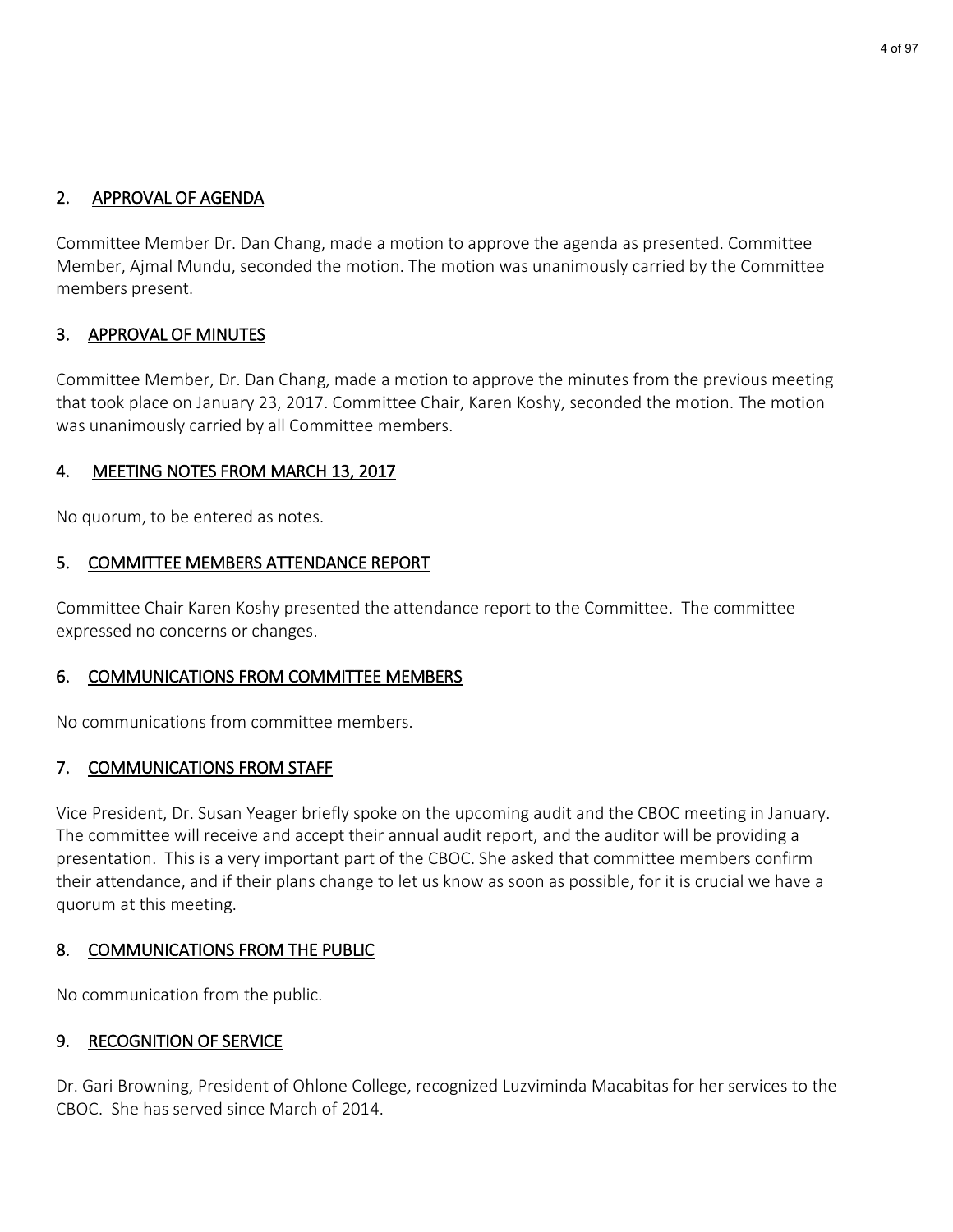## 2. APPROVAL OF AGENDA

Committee Member Dr. Dan Chang, made a motion to approve the agenda as presented. Committee Member, Ajmal Mundu, seconded the motion. The motion was unanimously carried by the Committee members present.

## 3. APPROVAL OF MINUTES

Committee Member, Dr. Dan Chang, made a motion to approve the minutes from the previous meeting that took place on January 23, 2017. Committee Chair, Karen Koshy, seconded the motion. The motion was unanimously carried by all Committee members.

## 4. MEETING NOTES FROM MARCH 13, 2017

No quorum, to be entered as notes.

## 5. COMMITTEE MEMBERS ATTENDANCE REPORT

Committee Chair Karen Koshy presented the attendance report to the Committee. The committee expressed no concerns or changes.

## 6. COMMUNICATIONS FROM COMMITTEE MEMBERS

No communications from committee members.

## 7. COMMUNICATIONS FROM STAFF

Vice President, Dr. Susan Yeager briefly spoke on the upcoming audit and the CBOC meeting in January. The committee will receive and accept their annual audit report, and the auditor will be providing a presentation. This is a very important part of the CBOC. She asked that committee members confirm their attendance, and if their plans change to let us know as soon as possible, for it is crucial we have a quorum at this meeting.

## 8. COMMUNICATIONS FROM THE PUBLIC

No communication from the public.

## 9. RECOGNITION OF SERVICE

Dr. Gari Browning, President of Ohlone College, recognized Luzviminda Macabitas for her services to the CBOC. She has served since March of 2014.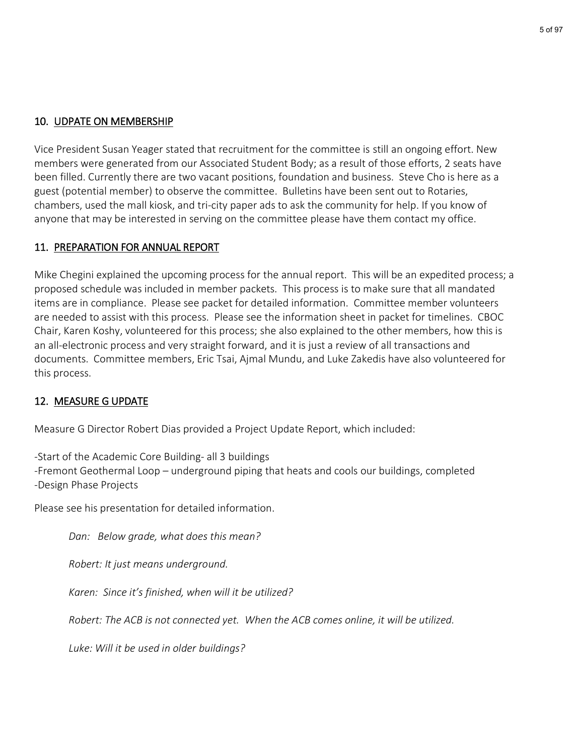## 10. UDPATE ON MEMBERSHIP

Vice President Susan Yeager stated that recruitment for the committee is still an ongoing effort. New members were generated from our Associated Student Body; as a result of those efforts, 2 seats have been filled. Currently there are two vacant positions, foundation and business. Steve Cho is here as a guest (potential member) to observe the committee. Bulletins have been sent out to Rotaries, chambers, used the mall kiosk, and tri-city paper ads to ask the community for help. If you know of anyone that may be interested in serving on the committee please have them contact my office.

## 11. PREPARATION FOR ANNUAL REPORT

Mike Chegini explained the upcoming process for the annual report. This will be an expedited process; a proposed schedule was included in member packets. This process is to make sure that all mandated items are in compliance. Please see packet for detailed information. Committee member volunteers are needed to assist with this process. Please see the information sheet in packet for timelines. CBOC Chair, Karen Koshy, volunteered for this process; she also explained to the other members, how this is an all-electronic process and very straight forward, and it is just a review of all transactions and documents. Committee members, Eric Tsai, Ajmal Mundu, and Luke Zakedis have also volunteered for this process.

## 12. MEASURE G UPDATE

Measure G Director Robert Dias provided a Project Update Report, which included:

-Start of the Academic Core Building- all 3 buildings
-Fremont Geothermal Loop – underground piping that heats and cools our buildings, completed
-Design Phase Projects

Please see his presentation for detailed information.

*Dan: Below grade, what does this mean?*

*Robert: It just means underground.*

*Karen: Since it's finished, when will it be utilized?*

*Robert: The ACB is not connected yet. When the ACB comes online, it will be utilized.*

*Luke: Will it be used in older buildings?*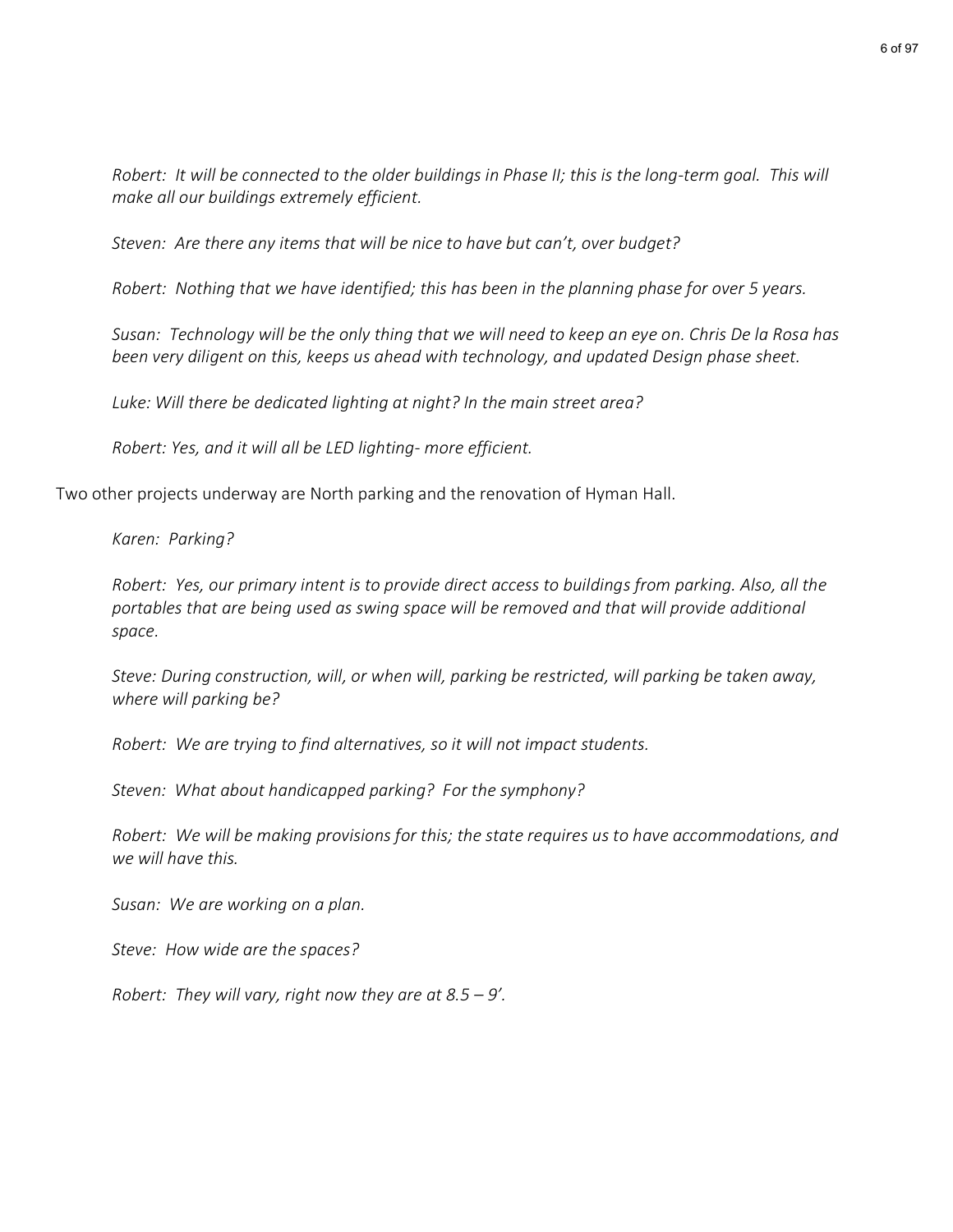*Robert: It will be connected to the older buildings in Phase II; this is the long-term goal. This will make all our buildings extremely efficient.*

*Steven: Are there any items that will be nice to have but can't, over budget?*

*Robert: Nothing that we have identified; this has been in the planning phase for over 5 years.*

*Susan: Technology will be the only thing that we will need to keep an eye on. Chris De la Rosa has been very diligent on this, keeps us ahead with technology, and updated Design phase sheet.*

*Luke: Will there be dedicated lighting at night? In the main street area?*

*Robert: Yes, and it will all be LED lighting- more efficient.*

Two other projects underway are North parking and the renovation of Hyman Hall.

*Karen: Parking?*

*Robert: Yes, our primary intent is to provide direct access to buildings from parking. Also, all the portables that are being used as swing space will be removed and that will provide additional space.*

*Steve: During construction, will, or when will, parking be restricted, will parking be taken away, where will parking be?*

*Robert: We are trying to find alternatives, so it will not impact students.*

*Steven: What about handicapped parking? For the symphony?*

*Robert: We will be making provisions for this; the state requires us to have accommodations, and we will have this.*

*Susan: We are working on a plan.*

*Steve: How wide are the spaces?*

*Robert: They will vary, right now they are at 8.5 – 9'.*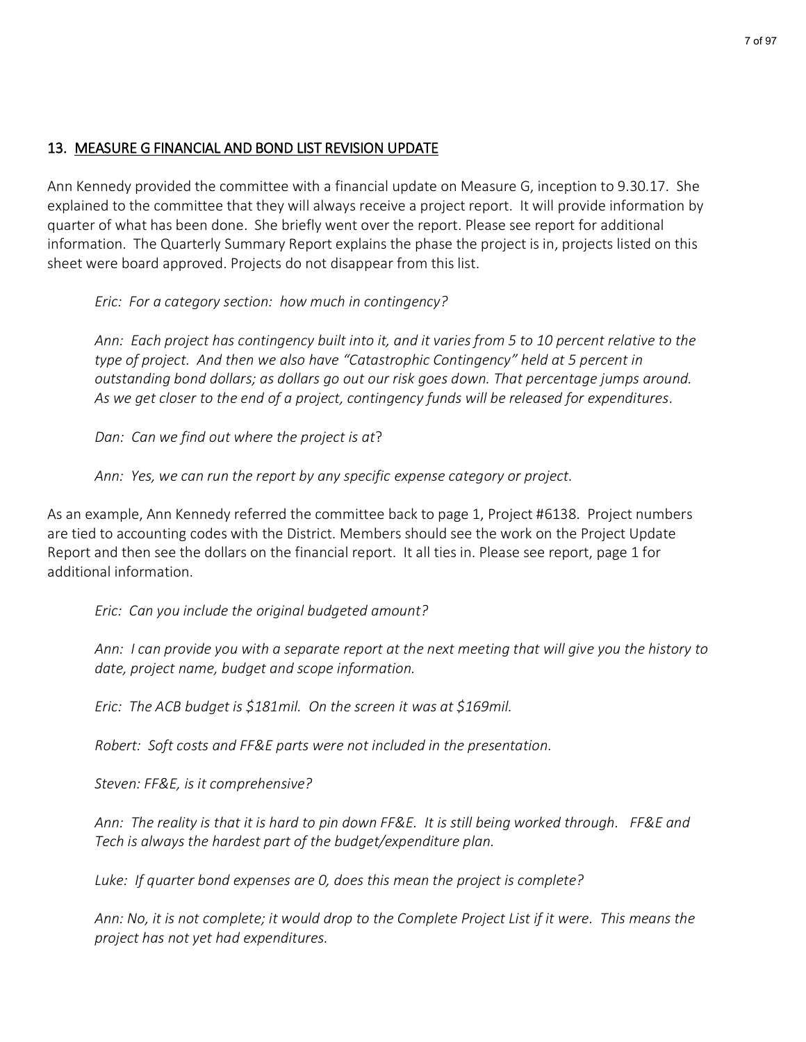## 13. MEASURE G FINANCIAL AND BOND LIST REVISION UPDATE

Ann Kennedy provided the committee with a financial update on Measure G, inception to 9.30.17. She explained to the committee that they will always receive a project report. It will provide information by quarter of what has been done. She briefly went over the report. Please see report for additional information. The Quarterly Summary Report explains the phase the project is in, projects listed on this sheet were board approved. Projects do not disappear from this list.

> *Eric: For a category section: how much in contingency?*
>
> *Ann: Each project has contingency built into it, and it varies from 5 to 10 percent relative to the type of project. And then we also have "Catastrophic Contingency" held at 5 percent in outstanding bond dollars; as dollars go out our risk goes down. That percentage jumps around. As we get closer to the end of a project, contingency funds will be released for expenditures.*
>
> *Dan: Can we find out where the project is at?*
>
> *Ann: Yes, we can run the report by any specific expense category or project.*

As an example, Ann Kennedy referred the committee back to page 1, Project #6138. Project numbers are tied to accounting codes with the District. Members should see the work on the Project Update Report and then see the dollars on the financial report. It all ties in. Please see report, page 1 for additional information.

> *Eric: Can you include the original budgeted amount?*
>
> *Ann: I can provide you with a separate report at the next meeting that will give you the history to date, project name, budget and scope information.*
>
> *Eric: The ACB budget is $181mil. On the screen it was at $169mil.*
>
> *Robert: Soft costs and FF&E parts were not included in the presentation.*
>
> *Steven: FF&E, is it comprehensive?*
>
> *Ann: The reality is that it is hard to pin down FF&E. It is still being worked through. FF&E and Tech is always the hardest part of the budget/expenditure plan.*
>
> *Luke: If quarter bond expenses are 0, does this mean the project is complete?*
>
> *Ann: No, it is not complete; it would drop to the Complete Project List if it were. This means the project has not yet had expenditures.*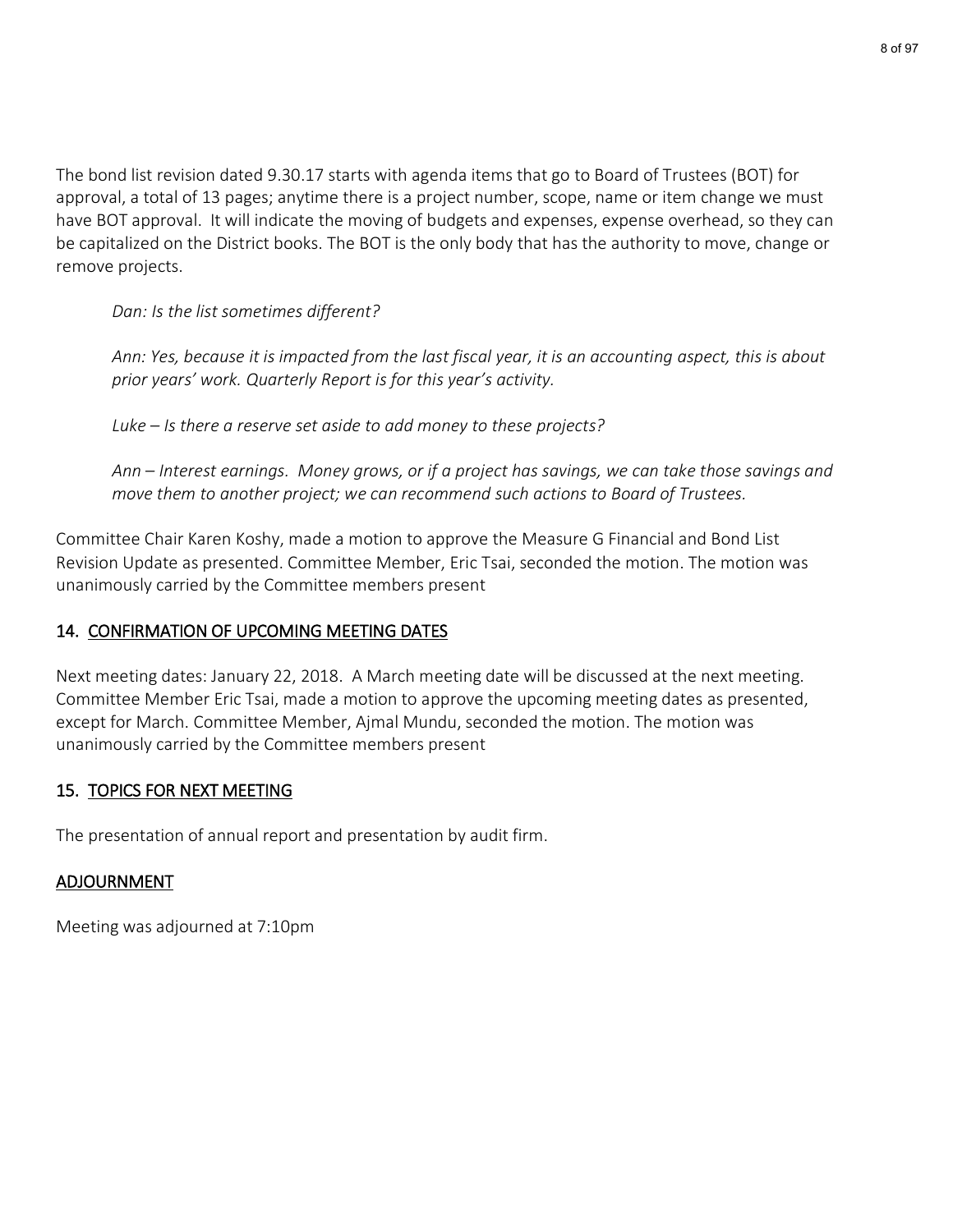The bond list revision dated 9.30.17 starts with agenda items that go to Board of Trustees (BOT) for approval, a total of 13 pages; anytime there is a project number, scope, name or item change we must have BOT approval. It will indicate the moving of budgets and expenses, expense overhead, so they can be capitalized on the District books. The BOT is the only body that has the authority to move, change or remove projects.

> *Dan: Is the list sometimes different?*
>
> *Ann: Yes, because it is impacted from the last fiscal year, it is an accounting aspect, this is about prior years' work. Quarterly Report is for this year's activity.*
>
> *Luke – Is there a reserve set aside to add money to these projects?*
>
> *Ann – Interest earnings. Money grows, or if a project has savings, we can take those savings and move them to another project; we can recommend such actions to Board of Trustees.*

Committee Chair Karen Koshy, made a motion to approve the Measure G Financial and Bond List Revision Update as presented. Committee Member, Eric Tsai, seconded the motion. The motion was unanimously carried by the Committee members present

## 14. CONFIRMATION OF UPCOMING MEETING DATES

Next meeting dates: January 22, 2018. A March meeting date will be discussed at the next meeting. Committee Member Eric Tsai, made a motion to approve the upcoming meeting dates as presented, except for March. Committee Member, Ajmal Mundu, seconded the motion. The motion was unanimously carried by the Committee members present

## 15. TOPICS FOR NEXT MEETING

The presentation of annual report and presentation by audit firm.

## ADJOURNMENT

Meeting was adjourned at 7:10pm